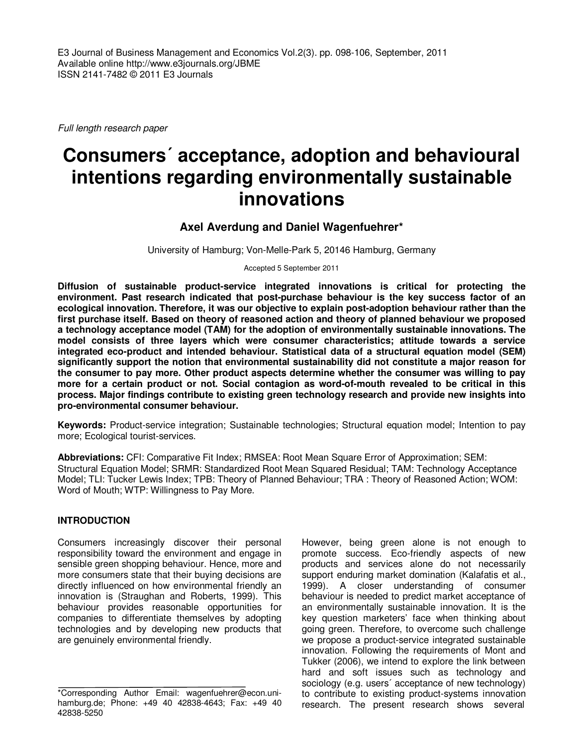Full length research paper

# Consumers´ acceptance, adoption and behavioural intentions regarding environmentally sustainable innovations

**Axel Averdung and Daniel Wagenfuehrer***

University of Hamburg; Von-Melle-Park 5, 20146 Hamburg, Germany

Accepted 5 September 2011

**Diffusion of sustainable product-service integrated innovations is critical for protecting the environment. Past research indicated that post-purchase behaviour is the key success factor of an ecological innovation. Therefore, it was our objective to explain post-adoption behaviour rather than the first purchase itself. Based on theory of reasoned action and theory of planned behaviour we proposed a technology acceptance model (TAM) for the adoption of environmentally sustainable innovations. The model consists of three layers which were consumer characteristics; attitude towards a service integrated eco-product and intended behaviour. Statistical data of a structural equation model (SEM) significantly support the notion that environmental sustainability did not constitute a major reason for the consumer to pay more. Other product aspects determine whether the consumer was willing to pay more for a certain product or not. Social contagion as word-of-mouth revealed to be critical in this process. Major findings contribute to existing green technology research and provide new insights into pro-environmental consumer behaviour.**

**Keywords:** Product-service integration; Sustainable technologies; Structural equation model; Intention to pay more; Ecological tourist-services.

**Abbreviations:** CFI: Comparative Fit Index; RMSEA: Root Mean Square Error of Approximation; SEM: Structural Equation Model; SRMR: Standardized Root Mean Squared Residual; TAM: Technology Acceptance Model; TLI: Tucker Lewis Index; TPB: Theory of Planned Behaviour; TRA : Theory of Reasoned Action; WOM: Word of Mouth; WTP: Willingness to Pay More.

## INTRODUCTION

Consumers increasingly discover their personal responsibility toward the environment and engage in sensible green shopping behaviour. Hence, more and more consumers state that their buying decisions are directly influenced on how environmental friendly an innovation is (Straughan and Roberts, 1999). This behaviour provides reasonable opportunities for companies to differentiate themselves by adopting technologies and by developing new products that are genuinely environmental friendly.

However, being green alone is not enough to promote success. Eco-friendly aspects of new products and services alone do not necessarily support enduring market domination (Kalafatis et al., 1999). A closer understanding of consumer behaviour is needed to predict market acceptance of an environmentally sustainable innovation. It is the key question marketers' face when thinking about going green. Therefore, to overcome such challenge we propose a product-service integrated sustainable innovation. Following the requirements of Mont and Tukker (2006), we intend to explore the link between hard and soft issues such as technology and sociology (e.g. users´ acceptance of new technology) to contribute to existing product-systems innovation research. The present research shows several

*Corresponding Author Email: wagenfuehrer@econ.uni-hamburg.de; Phone: +49 40 42838-4643; Fax: +49 40 42838-5250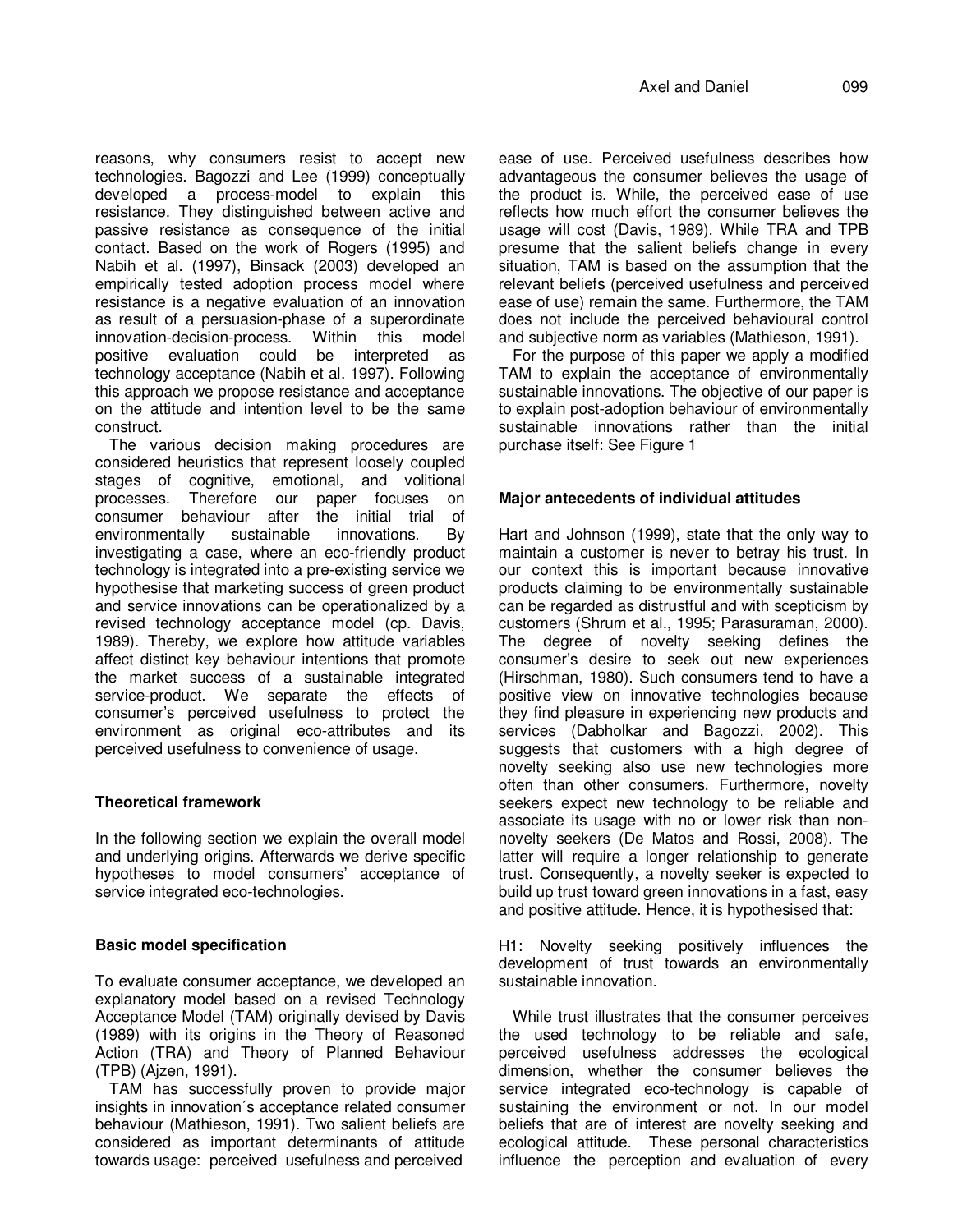reasons, why consumers resist to accept new technologies. Bagozzi and Lee (1999) conceptually developed a process-model to explain this resistance. They distinguished between active and passive resistance as consequence of the initial contact. Based on the work of Rogers (1995) and Nabih et al. (1997), Binsack (2003) developed an empirically tested adoption process model where resistance is a negative evaluation of an innovation as result of a persuasion-phase of a superordinate innovation-decision-process. Within this model positive evaluation could be interpreted as technology acceptance (Nabih et al. 1997). Following this approach we propose resistance and acceptance on the attitude and intention level to be the same construct.

The various decision making procedures are considered heuristics that represent loosely coupled stages of cognitive, emotional, and volitional processes. Therefore our paper focuses on consumer behaviour after the initial trial of environmentally sustainable innovations. By investigating a case, where an eco-friendly product technology is integrated into a pre-existing service we hypothese that marketing success of green product and service innovations can be operationalized by a revised technology acceptance model (cp. Davis, 1989). Thereby, we explore how attitude variables affect distinct key behaviour intentions that promote the market success of a sustainable integrated service-product. We separate the effects of consumer's perceived usefulness to protect the environment as original eco-attributes and its perceived usefulness to convenience of usage.

## Theoretical framework

In the following section we explain the overall model and underlying origins. Afterwards we derive specific hypotheses to model consumers' acceptance of service integrated eco-technologies.

### Basic model specification

To evaluate consumer acceptance, we developed an explanatory model based on a revised Technology Acceptance Model (TAM) originally devised by Davis (1989) with its origins in the Theory of Reasoned Action (TRA) and Theory of Planned Behaviour (TPB) (Ajzen, 1991).

TAM has successfully proven to provide major insights in innovation´s acceptance related consumer behaviour (Mathieson, 1991). Two salient beliefs are considered as important determinants of attitude towards usage: perceived usefulness and perceived ease of use. Perceived usefulness describes how advantageous the consumer believes the usage of the product is. While, the perceived ease of use reflects how much effort the consumer believes the usage will cost (Davis, 1989). While TRA and TPB presume that the salient beliefs change in every situation, TAM is based on the assumption that the relevant beliefs (perceived usefulness and perceived ease of use) remain the same. Furthermore, the TAM does not include the perceived behavioural control and subjective norm as variables (Mathieson, 1991).

For the purpose of this paper we apply a modified TAM to explain the acceptance of environmentally sustainable innovations. The objective of our paper is to explain post-adoption behaviour of environmentally sustainable innovations rather than the initial purchase itself: See Figure 1

### Major antecedents of individual attitudes

Hart and Johnson (1999), state that the only way to maintain a customer is never to betray his trust. In our context this is important because innovative products claiming to be environmentally sustainable can be regarded as distrustful and with scepticism by customers (Shrum et al., 1995; Parasuraman, 2000). The degree of novelty seeking defines the consumer's desire to seek out new experiences (Hirschman, 1980). Such consumers tend to have a positive view on innovative technologies because they find pleasure in experiencing new products and services (Dabholkar and Bagozzi, 2002). This suggests that customers with a high degree of novelty seeking also use new technologies more often than other consumers. Furthermore, novelty seekers expect new technology to be reliable and associate its usage with no or lower risk than non-novelty seekers (De Matos and Rossi, 2008). The latter will require a longer relationship to generate trust. Consequently, a novelty seeker is expected to build up trust toward green innovations in a fast, easy and positive attitude. Hence, it is hypothesised that:

H1: Novelty seeking positively influences the development of trust towards an environmentally sustainable innovation.

While trust illustrates that the consumer perceives the used technology to be reliable and safe, perceived usefulness addresses the ecological dimension, whether the consumer believes the service integrated eco-technology is capable of sustaining the environment or not. In our model beliefs that are of interest are novelty seeking and ecological attitude. These personal characteristics influence the perception and evaluation of every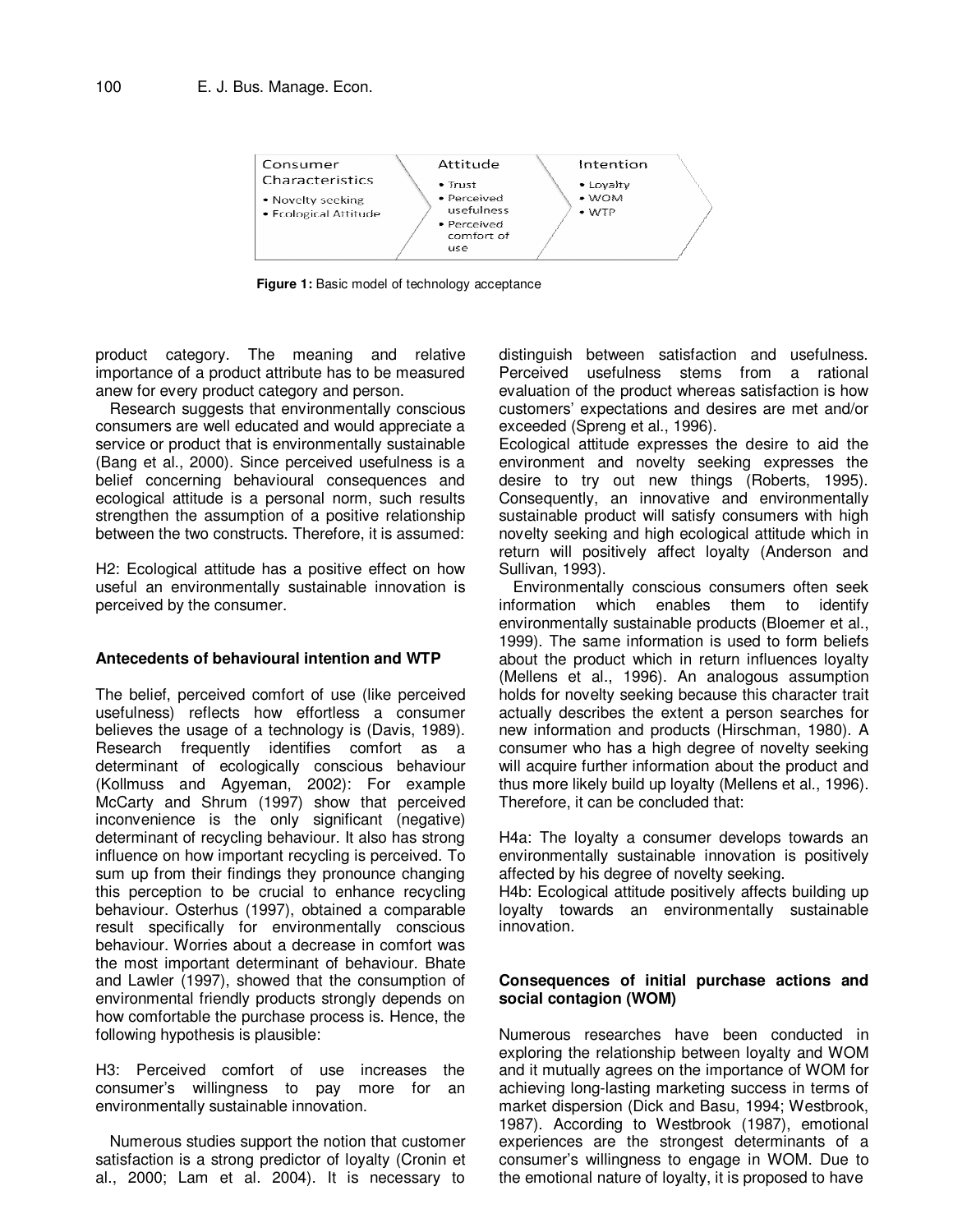| Consumer Characteristics | Attitude | Intention |
| --- | --- | --- |
| • Novelty seeking<br>• Ecological Attitude | • Trust<br>• Perceived usefulness<br>• Perceived comfort of use | • Loyalty<br>• WOM<br>• WTP |

**Figure 1:** Basic model of technology acceptance

product category. The meaning and relative importance of a product attribute has to be measured anew for every product category and person.

Research suggests that environmentally conscious consumers are well educated and would appreciate a service or product that is environmentally sustainable (Bang et al., 2000). Since perceived usefulness is a belief concerning behavioural consequences and ecological attitude is a personal norm, such results strengthen the assumption of a positive relationship between the two constructs. Therefore, it is assumed:

H2: Ecological attitude has a positive effect on how useful an environmentally sustainable innovation is perceived by the consumer.

### Antecedents of behavioural intention and WTP

The belief, perceived comfort of use (like perceived usefulness) reflects how effortless a consumer believes the usage of a technology is (Davis, 1989). Research frequently identifies comfort as a determinant of ecologically conscious behaviour (Kollmuss and Agyeman, 2002): For example McCarty and Shrum (1997) show that perceived inconvenience is the only significant (negative) determinant of recycling behaviour. It also has strong influence on how important recycling is perceived. To sum up from their findings they pronounce changing this perception to be crucial to enhance recycling behaviour. Osterhus (1997), obtained a comparable result specifically for environmentally conscious behaviour. Worries about a decrease in comfort was the most important determinant of behaviour. Bhate and Lawler (1997), showed that the consumption of environmental friendly products strongly depends on how comfortable the purchase process is. Hence, the following hypothesis is plausible:

H3: Perceived comfort of use increases the consumer's willingness to pay more for an environmentally sustainable innovation.

Numerous studies support the notion that customer satisfaction is a strong predictor of loyalty (Cronin et al., 2000; Lam et al. 2004). It is necessary to distinguish between satisfaction and usefulness. Perceived usefulness stems from a rational evaluation of the product whereas satisfaction is how customers' expectations and desires are met and/or exceeded (Spreng et al., 1996).

Ecological attitude expresses the desire to aid the environment and novelty seeking expresses the desire to try out new things (Roberts, 1995). Consequently, an innovative and environmentally sustainable product will satisfy consumers with high novelty seeking and high ecological attitude which in return will positively affect loyalty (Anderson and Sullivan, 1993).

Environmentally conscious consumers often seek information which enables them to identify environmentally sustainable products (Bloemer et al., 1999). The same information is used to form beliefs about the product which in return influences loyalty (Mellens et al., 1996). An analogous assumption holds for novelty seeking because this character trait actually describes the extent a person searches for new information and products (Hirschman, 1980). A consumer who has a high degree of novelty seeking will acquire further information about the product and thus more likely build up loyalty (Mellens et al., 1996). Therefore, it can be concluded that:

H4a: The loyalty a consumer develops towards an environmentally sustainable innovation is positively affected by his degree of novelty seeking.
H4b: Ecological attitude positively affects building up loyalty towards an environmentally sustainable innovation.

### Consequences of initial purchase actions and social contagion (WOM)

Numerous researches have been conducted in exploring the relationship between loyalty and WOM and it mutually agrees on the importance of WOM for achieving long-lasting marketing success in terms of market dispersion (Dick and Basu, 1994; Westbrook, 1987). According to Westbrook (1987), emotional experiences are the strongest determinants of a consumer's willingness to engage in WOM. Due to the emotional nature of loyalty, it is proposed to have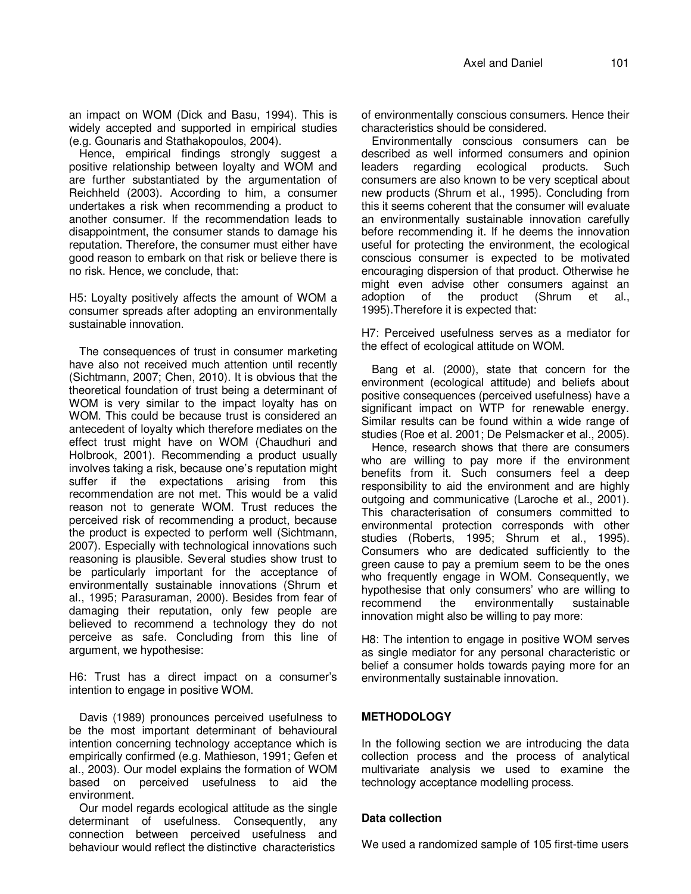an impact on WOM (Dick and Basu, 1994). This is widely accepted and supported in empirical studies (e.g. Gounaris and Stathakopoulos, 2004).

Hence, empirical findings strongly suggest a positive relationship between loyalty and WOM and are further substantiated by the argumentation of Reichheld (2003). According to him, a consumer undertakes a risk when recommending a product to another consumer. If the recommendation leads to disappointment, the consumer stands to damage his reputation. Therefore, the consumer must either have good reason to embark on that risk or believe there is no risk. Hence, we conclude, that:

H5: Loyalty positively affects the amount of WOM a consumer spreads after adopting an environmentally sustainable innovation.

The consequences of trust in consumer marketing have also not received much attention until recently (Sichtmann, 2007; Chen, 2010). It is obvious that the theoretical foundation of trust being a determinant of WOM is very similar to the impact loyalty has on WOM. This could be because trust is considered an antecedent of loyalty which therefore mediates on the effect trust might have on WOM (Chaudhuri and Holbrook, 2001). Recommending a product usually involves taking a risk, because one's reputation might suffer if the expectations arising from this recommendation are not met. This would be a valid reason not to generate WOM. Trust reduces the perceived risk of recommending a product, because the product is expected to perform well (Sichtmann, 2007). Especially with technological innovations such reasoning is plausible. Several studies show trust to be particularly important for the acceptance of environmentally sustainable innovations (Shrum et al., 1995; Parasuraman, 2000). Besides from fear of damaging their reputation, only few people are believed to recommend a technology they do not perceive as safe. Concluding from this line of argument, we hypothesise:

H6: Trust has a direct impact on a consumer's intention to engage in positive WOM.

Davis (1989) pronounces perceived usefulness to be the most important determinant of behavioural intention concerning technology acceptance which is empirically confirmed (e.g. Mathieson, 1991; Gefen et al., 2003). Our model explains the formation of WOM based on perceived usefulness to aid the environment.

Our model regards ecological attitude as the single determinant of usefulness. Consequently, any connection between perceived usefulness and behaviour would reflect the distinctive characteristics of environmentally conscious consumers. Hence their characteristics should be considered.

Environmentally conscious consumers can be described as well informed consumers and opinion leaders regarding ecological products. Such consumers are also known to be very sceptical about new products (Shrum et al., 1995). Concluding from this it seems coherent that the consumer will evaluate an environmentally sustainable innovation carefully before recommending it. If he deems the innovation useful for protecting the environment, the ecological conscious consumer is expected to be motivated encouraging dispersion of that product. Otherwise he might even advise other consumers against an adoption of the product (Shrum et al., 1995).Therefore it is expected that:

H7: Perceived usefulness serves as a mediator for the effect of ecological attitude on WOM.

Bang et al. (2000), state that concern for the environment (ecological attitude) and beliefs about positive consequences (perceived usefulness) have a significant impact on WTP for renewable energy. Similar results can be found within a wide range of studies (Roe et al. 2001; De Pelsmacker et al., 2005).

Hence, research shows that there are consumers who are willing to pay more if the environment benefits from it. Such consumers feel a deep responsibility to aid the environment and are highly outgoing and communicative (Laroche et al., 2001). This characterisation of consumers committed to environmental protection corresponds with other studies (Roberts, 1995; Shrum et al., 1995). Consumers who are dedicated sufficiently to the green cause to pay a premium seem to be the ones who frequently engage in WOM. Consequently, we hypothesise that only consumers' who are willing to recommend the environmentally sustainable innovation might also be willing to pay more:

H8: The intention to engage in positive WOM serves as single mediator for any personal characteristic or belief a consumer holds towards paying more for an environmentally sustainable innovation.

## METHODOLOGY

In the following section we are introducing the data collection process and the process of analytical multivariate analysis we used to examine the technology acceptance modelling process.

### Data collection

We used a randomized sample of 105 first-time users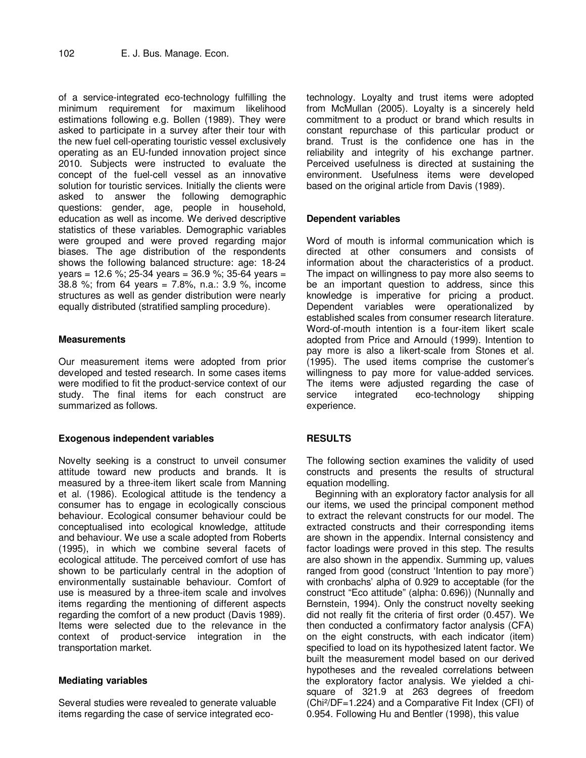of a service-integrated eco-technology fulfilling the minimum requirement for maximum likelihood estimations following e.g. Bollen (1989). They were asked to participate in a survey after their tour with the new fuel cell-operating touristic vessel exclusively operating as an EU-funded innovation project since 2010. Subjects were instructed to evaluate the concept of the fuel-cell vessel as an innovative solution for touristic services. Initially the clients were asked to answer the following demographic questions: gender, age, people in household, education as well as income. We derived descriptive statistics of these variables. Demographic variables were grouped and were proved regarding major biases. The age distribution of the respondents shows the following balanced structure: age: 18-24 years = 12.6 %; 25-34 years = 36.9 %; 35-64 years = 38.8 %; from 64 years = 7.8%, n.a.: 3.9 %, income structures as well as gender distribution were nearly equally distributed (stratified sampling procedure).

### Measurements

Our measurement items were adopted from prior developed and tested research. In some cases items were modified to fit the product-service context of our study. The final items for each construct are summarized as follows.

### Exogenous independent variables

Novelty seeking is a construct to unveil consumer attitude toward new products and brands. It is measured by a three-item likert scale from Manning et al. (1986). Ecological attitude is the tendency a consumer has to engage in ecologically conscious behaviour. Ecological consumer behaviour could be conceptualised into ecological knowledge, attitude and behaviour. We use a scale adopted from Roberts (1995), in which we combine several facets of ecological attitude. The perceived comfort of use has shown to be particularly central in the adoption of environmentally sustainable behaviour. Comfort of use is measured by a three-item scale and involves items regarding the mentioning of different aspects regarding the comfort of a new product (Davis 1989). Items were selected due to the relevance in the context of product-service integration in the transportation market.

### Mediating variables

Several studies were revealed to generate valuable items regarding the case of service integrated eco-technology. Loyalty and trust items were adopted from McMullan (2005). Loyalty is a sincerely held commitment to a product or brand which results in constant repurchase of this particular product or brand. Trust is the confidence one has in the reliability and integrity of his exchange partner. Perceived usefulness is directed at sustaining the environment. Usefulness items were developed based on the original article from Davis (1989).

### Dependent variables

Word of mouth is informal communication which is directed at other consumers and consists of information about the characteristics of a product. The impact on willingness to pay more also seems to be an important question to address, since this knowledge is imperative for pricing a product. Dependent variables were operationalized by established scales from consumer research literature. Word-of-mouth intention is a four-item likert scale adopted from Price and Arnould (1999). Intention to pay more is also a likert-scale from Stones et al. (1995). The used items comprise the customer's willingness to pay more for value-added services. The items were adjusted regarding the case of service integrated eco-technology shipping experience.

## RESULTS

The following section examines the validity of used constructs and presents the results of structural equation modelling.

Beginning with an exploratory factor analysis for all our items, we used the principal component method to extract the relevant constructs for our model. The extracted constructs and their corresponding items are shown in the appendix. Internal consistency and factor loadings were proved in this step. The results are also shown in the appendix. Summing up, values ranged from good (construct 'Intention to pay more') with cronbachs' alpha of 0.929 to acceptable (for the construct "Eco attitude" (alpha: 0.696)) (Nunnally and Bernstein, 1994). Only the construct novelty seeking did not really fit the criteria of first order (0.457). We then conducted a confirmatory factor analysis (CFA) on the eight constructs, with each indicator (item) specified to load on its hypothesized latent factor. We built the measurement model based on our derived hypotheses and the revealed correlations between the exploratory factor analysis. We yielded a chi-square of 321.9 at 263 degrees of freedom ($Chi^2/DF=1.224$) and a Comparative Fit Index (CFI) of 0.954. Following Hu and Bentler (1998), this value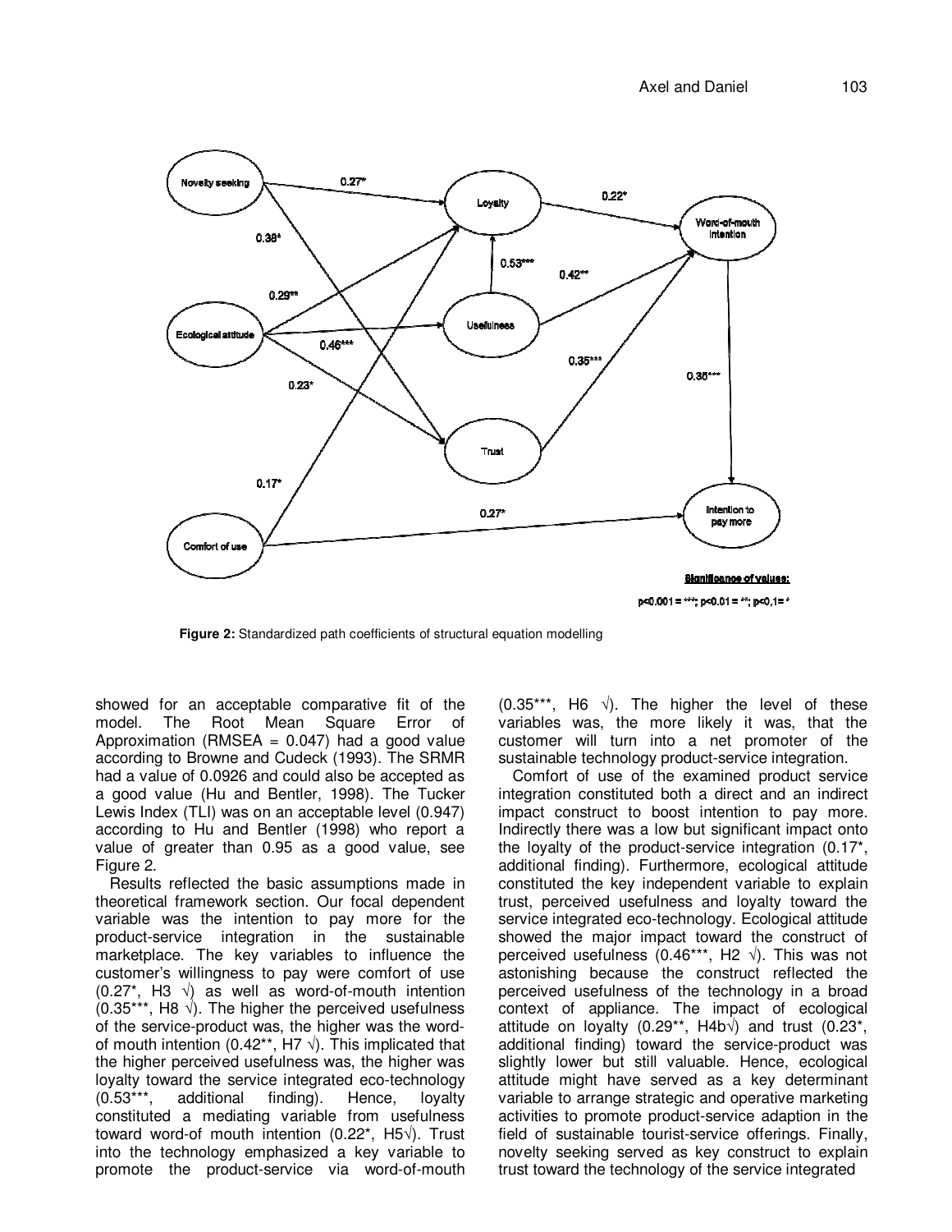**Figure 2:** Standardized path coefficients of structural equation modelling

showed for an acceptable comparative fit of the model. The Root Mean Square Error of Approximation (RMSEA = 0.047) had a good value according to Browne and Cudeck (1993). The SRMR had a value of 0.0926 and could also be accepted as a good value (Hu and Bentler, 1998). The Tucker Lewis Index (TLI) was on an acceptable level (0.947) according to Hu and Bentler (1998) who report a value of greater than 0.95 as a good value, see Figure 2.

Results reflected the basic assumptions made in theoretical framework section. Our focal dependent variable was the intention to pay more for the product-service integration in the sustainable marketplace. The key variables to influence the customer's willingness to pay were comfort of use (0.27*, H3 √) as well as word-of-mouth intention (0.35***, H8 √). The higher the perceived usefulness of the service-product was, the higher was the word-of mouth intention (0.42**, H7 √). This implicated that the higher perceived usefulness was, the higher was loyalty toward the service integrated eco-technology (0.53***, additional finding). Hence, loyalty constituted a mediating variable from usefulness toward word-of mouth intention (0.22*, H5√). Trust into the technology emphasized a key variable to promote the product-service via word-of-mouth (0.35***, H6 √). The higher the level of these variables was, the more likely it was, that the customer will turn into a net promoter of the sustainable technology product-service integration.

Comfort of use of the examined product service integration constituted both a direct and an indirect impact construct to boost intention to pay more. Indirectly there was a low but significant impact onto the loyalty of the product-service integration (0.17*, additional finding). Furthermore, ecological attitude constituted the key independent variable to explain trust, perceived usefulness and loyalty toward the service integrated eco-technology. Ecological attitude showed the major impact toward the construct of perceived usefulness (0.46***, H2 √). This was not astonishing because the construct reflected the perceived usefulness of the technology in a broad context of appliance. The impact of ecological attitude on loyalty (0.29**, H4b√) and trust (0.23*, additional finding) toward the service-product was slightly lower but still valuable. Hence, ecological attitude might have served as a key determinant variable to arrange strategic and operative marketing activities to promote product-service adaption in the field of sustainable tourist-service offerings. Finally, novelty seeking served as key construct to explain trust toward the technology of the service integrated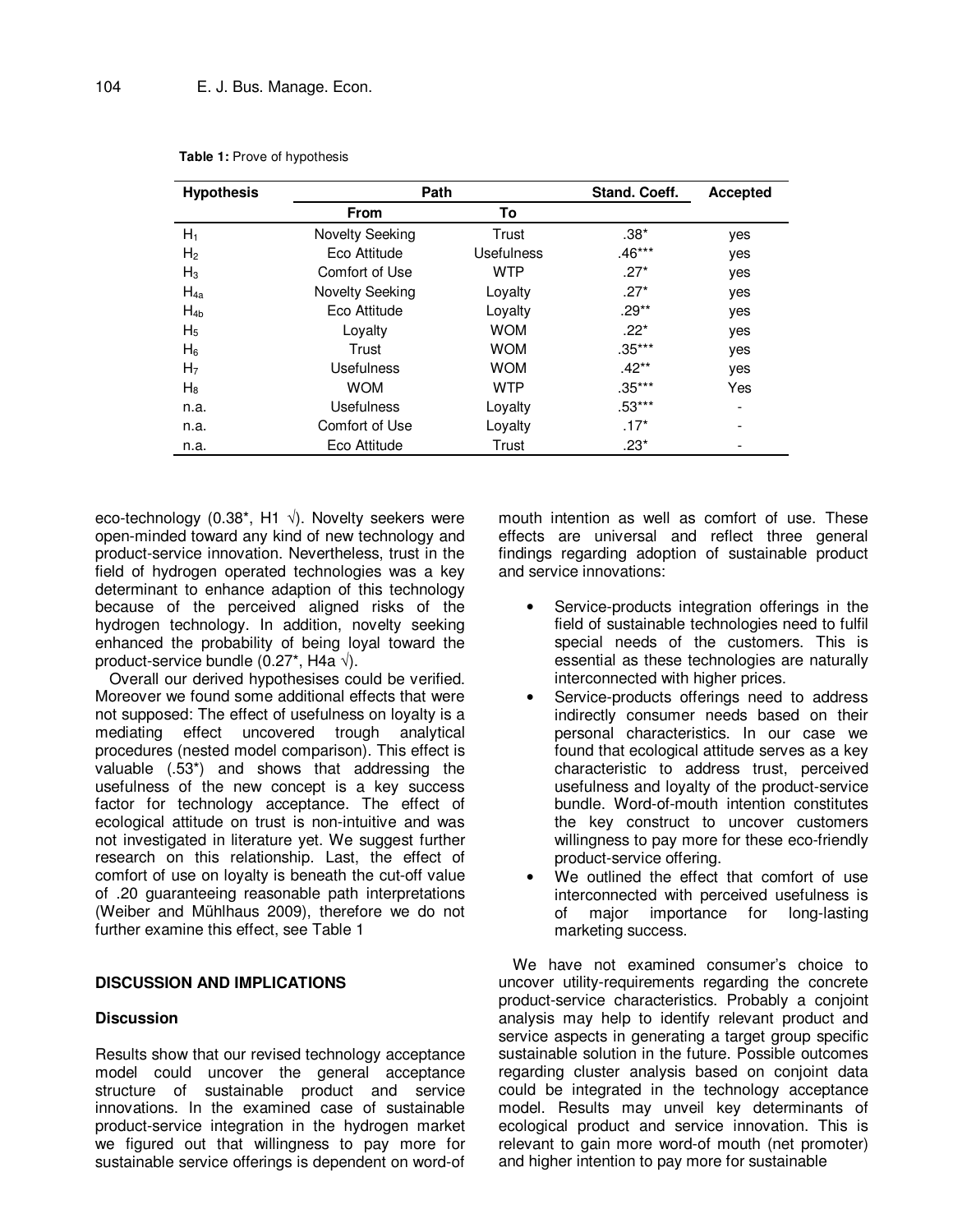**Table 1:** Prove of hypothesis

| Hypothesis | Path | | Stand. Coeff. | Accepted |
|---|---|---|---|---|
| | From | To | | |
| $H_1$ | Novelty Seeking | Trust | .38* | yes |
| $H_2$ | Eco Attitude | Usefulness | .46*** | yes |
| $H_3$ | Comfort of Use | WTP | .27* | yes |
| $H_{4a}$ | Novelty Seeking | Loyalty | .27* | yes |
| $H_{4b}$ | Eco Attitude | Loyalty | .29** | yes |
| $H_5$ | Loyalty | WOM | .22* | yes |
| $H_6$ | Trust | WOM | .35*** | yes |
| $H_7$ | Usefulness | WOM | .42** | yes |
| $H_8$ | WOM | WTP | .35*** | Yes |
| n.a. | Usefulness | Loyalty | .53*** | - |
| n.a. | Comfort of Use | Loyalty | .17* | - |
| n.a. | Eco Attitude | Trust | .23* | - |

eco-technology (0.38*, H1 √). Novelty seekers were open-minded toward any kind of new technology and product-service innovation. Nevertheless, trust in the field of hydrogen operated technologies was a key determinant to enhance adaption of this technology because of the perceived aligned risks of the hydrogen technology. In addition, novelty seeking enhanced the probability of being loyal toward the product-service bundle (0.27*, H4a √).

Overall our derived hypothesises could be verified. Moreover we found some additional effects that were not supposed: The effect of usefulness on loyalty is a mediating effect uncovered trough analytical procedures (nested model comparison). This effect is valuable (.53*) and shows that addressing the usefulness of the new concept is a key success factor for technology acceptance. The effect of ecological attitude on trust is non-intuitive and was not investigated in literature yet. We suggest further research on this relationship. Last, the effect of comfort of use on loyalty is beneath the cut-off value of .20 guaranteeing reasonable path interpretations (Weiber and Mühlhaus 2009), therefore we do not further examine this effect, see Table 1

## DISCUSSION AND IMPLICATIONS

### Discussion

Results show that our revised technology acceptance model could uncover the general acceptance structure of sustainable product and service innovations. In the examined case of sustainable product-service integration in the hydrogen market we figured out that willingness to pay more for sustainable service offerings is dependent on word-of mouth intention as well as comfort of use. These effects are universal and reflect three general findings regarding adoption of sustainable product and service innovations:

- Service-products integration offerings in the field of sustainable technologies need to fulfil special needs of the customers. This is essential as these technologies are naturally interconnected with higher prices.
- Service-products offerings need to address indirectly consumer needs based on their personal characteristics. In our case we found that ecological attitude serves as a key characteristic to address trust, perceived usefulness and loyalty of the product-service bundle. Word-of-mouth intention constitutes the key construct to uncover customers willingness to pay more for these eco-friendly product-service offering.
- We outlined the effect that comfort of use interconnected with perceived usefulness is of major importance for long-lasting marketing success.

We have not examined consumer's choice to uncover utility-requirements regarding the concrete product-service characteristics. Probably a conjoint analysis may help to identify relevant product and service aspects in generating a target group specific sustainable solution in the future. Possible outcomes regarding cluster analysis based on conjoint data could be integrated in the technology acceptance model. Results may unveil key determinants of ecological product and service innovation. This is relevant to gain more word-of mouth (net promoter) and higher intention to pay more for sustainable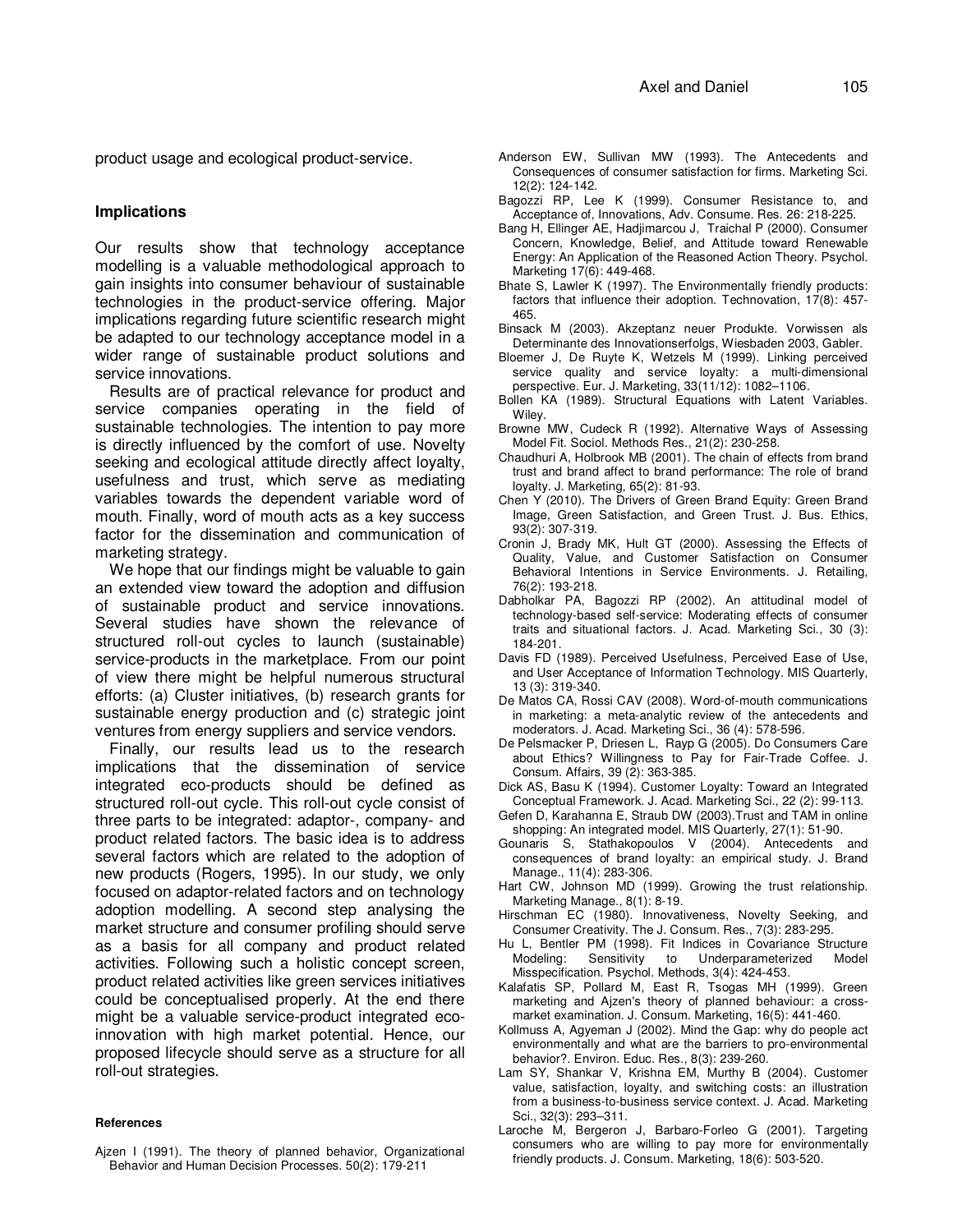product usage and ecological product-service.

## Implications

Our results show that technology acceptance modelling is a valuable methodological approach to gain insights into consumer behaviour of sustainable technologies in the product-service offering. Major implications regarding future scientific research might be adapted to our technology acceptance model in a wider range of sustainable product solutions and service innovations.

Results are of practical relevance for product and service companies operating in the field of sustainable technologies. The intention to pay more is directly influenced by the comfort of use. Novelty seeking and ecological attitude directly affect loyalty, usefulness and trust, which serve as mediating variables towards the dependent variable word of mouth. Finally, word of mouth acts as a key success factor for the dissemination and communication of marketing strategy.

We hope that our findings might be valuable to gain an extended view toward the adoption and diffusion of sustainable product and service innovations. Several studies have shown the relevance of structured roll-out cycles to launch (sustainable) service-products in the marketplace. From our point of view there might be helpful numerous structural efforts: (a) Cluster initiatives, (b) research grants for sustainable energy production and (c) strategic joint ventures from energy suppliers and service vendors.

Finally, our results lead us to the research implications that the dissemination of service integrated eco-products should be defined as structured roll-out cycle. This roll-out cycle consist of three parts to be integrated: adaptor-, company- and product related factors. The basic idea is to address several factors which are related to the adoption of new products (Rogers, 1995). In our study, we only focused on adaptor-related factors and on technology adoption modelling. A second step analysing the market structure and consumer profiling should serve as a basis for all company and product related activities. Following such a holistic concept screen, product related activities like green services initiatives could be conceptualised properly. At the end there might be a valuable service-product integrated eco-innovation with high market potential. Hence, our proposed lifecycle should serve as a structure for all roll-out strategies.

### References

Ajzen I (1991). The theory of planned behavior, Organizational Behavior and Human Decision Processes. 50(2): 179-211

Anderson EW, Sullivan MW (1993). The Antecedents and Consequences of consumer satisfaction for firms. Marketing Sci. 12(2): 124-142.

Bagozzi RP, Lee K (1999). Consumer Resistance to, and Acceptance of, Innovations, Adv. Consume. Res. 26: 218-225.

Bang H, Ellinger AE, Hadjimarcou J, Traichal P (2000). Consumer Concern, Knowledge, Belief, and Attitude toward Renewable Energy: An Application of the Reasoned Action Theory. Psychol. Marketing 17(6): 449-468.

Bhate S, Lawler K (1997). The Environmentally friendly products: factors that influence their adoption. Technovation, 17(8): 457-465.

Binsack M (2003). Akzeptanz neuer Produkte. Vorwissen als Determinante des Innovationserfolgs, Wiesbaden 2003, Gabler.

Bloemer J, De Ruyte K, Wetzels M (1999). Linking perceived service quality and service loyalty: a multi-dimensional perspective. Eur. J. Marketing, 33(11/12): 1082–1106.

Bollen KA (1989). Structural Equations with Latent Variables. Wiley.

Browne MW, Cudeck R (1992). Alternative Ways of Assessing Model Fit. Sociol. Methods Res., 21(2): 230-258.

Chaudhuri A, Holbrook MB (2001). The chain of effects from brand trust and brand affect to brand performance: The role of brand loyalty. J. Marketing, 65(2): 81-93.

Chen Y (2010). The Drivers of Green Brand Equity: Green Brand Image, Green Satisfaction, and Green Trust. J. Bus. Ethics, 93(2): 307-319.

Cronin J, Brady MK, Hult GT (2000). Assessing the Effects of Quality, Value, and Customer Satisfaction on Consumer Behavioral Intentions in Service Environments. J. Retailing, 76(2): 193-218.

Dabholkar PA, Bagozzi RP (2002). An attitudinal model of technology-based self-service: Moderating effects of consumer traits and situational factors. J. Acad. Marketing Sci., 30 (3): 184-201.

Davis FD (1989). Perceived Usefulness, Perceived Ease of Use, and User Acceptance of Information Technology. MIS Quarterly, 13 (3): 319-340.

De Matos CA, Rossi CAV (2008). Word-of-mouth communications in marketing: a meta-analytic review of the antecedents and moderators. J. Acad. Marketing Sci., 36 (4): 578-596.

De Pelsmacker P, Driesen L, Rayp G (2005). Do Consumers Care about Ethics? Willingness to Pay for Fair-Trade Coffee. J. Consum. Affairs, 39 (2): 363-385.

Dick AS, Basu K (1994). Customer Loyalty: Toward an Integrated Conceptual Framework. J. Acad. Marketing Sci., 22 (2): 99-113.

Gefen D, Karahanna E, Straub DW (2003).Trust and TAM in online shopping: An integrated model. MIS Quarterly, 27(1): 51-90.

Gounaris S, Stathakopoulos V (2004). Antecedents and consequences of brand loyalty: an empirical study. J. Brand Manage., 11(4): 283-306.

Hart CW, Johnson MD (1999). Growing the trust relationship. Marketing Manage., 8(1): 8-19.

Hirschman EC (1980). Innovativeness, Novelty Seeking, and Consumer Creativity. The J. Consum. Res., 7(3): 283-295.

Hu L, Bentler PM (1998). Fit Indices in Covariance Structure Modeling: Sensitivity to Underparameterized Model Misspecification. Psychol. Methods, 3(4): 424-453.

Kalafatis SP, Pollard M, East R, Tsogas MH (1999). Green marketing and Ajzen's theory of planned behaviour: a cross-market examination. J. Consum. Marketing, 16(5): 441-460.

Kollmuss A, Agyeman J (2002). Mind the Gap: why do people act environmentally and what are the barriers to pro-environmental behavior?. Environ. Educ. Res., 8(3): 239-260.

Lam SY, Shankar V, Krishna EM, Murthy B (2004). Customer value, satisfaction, loyalty, and switching costs: an illustration from a business-to-business service context. J. Acad. Marketing Sci., 32(3): 293–311.

Laroche M, Bergeron J, Barbaro-Forleo G (2001). Targeting consumers who are willing to pay more for environmentally friendly products. J. Consum. Marketing, 18(6): 503-520.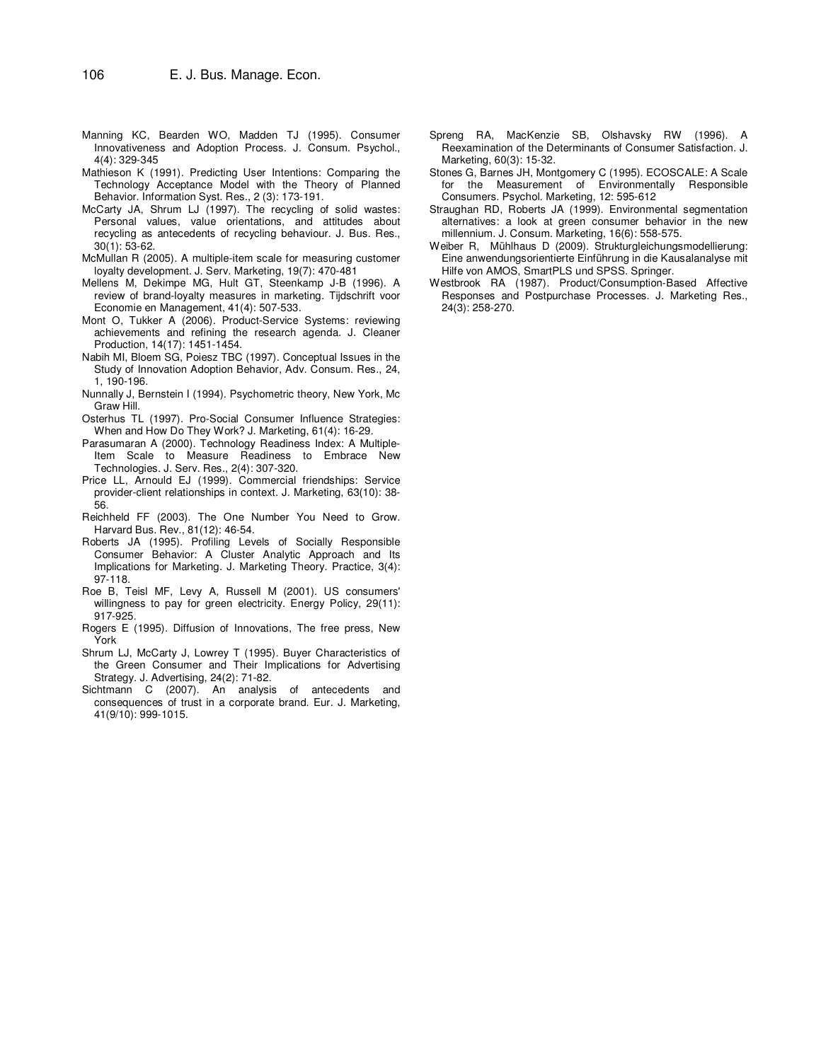Manning KC, Bearden WO, Madden TJ (1995). Consumer Innovativeness and Adoption Process. J. Consum. Psychol., 4(4): 329-345

Mathieson K (1991). Predicting User Intentions: Comparing the Technology Acceptance Model with the Theory of Planned Behavior. Information Syst. Res., 2 (3): 173-191.

McCarty JA, Shrum LJ (1997). The recycling of solid wastes: Personal values, value orientations, and attitudes about recycling as antecedents of recycling behaviour. J. Bus. Res., 30(1): 53-62.

McMullan R (2005). A multiple-item scale for measuring customer loyalty development. J. Serv. Marketing, 19(7): 470-481

Mellens M, Dekimpe MG, Hult GT, Steenkamp J-B (1996). A review of brand-loyalty measures in marketing. Tijdschrift voor Economie en Management, 41(4): 507-533.

Mont O, Tukker A (2006). Product-Service Systems: reviewing achievements and refining the research agenda. J. Cleaner Production, 14(17): 1451-1454.

Nabih MI, Bloem SG, Poiesz TBC (1997). Conceptual Issues in the Study of Innovation Adoption Behavior, Adv. Consum. Res., 24, 1, 190-196.

Nunnally J, Bernstein I (1994). Psychometric theory, New York, Mc Graw Hill.

Osterhus TL (1997). Pro-Social Consumer Influence Strategies: When and How Do They Work? J. Marketing, 61(4): 16-29.

Parasumaran A (2000). Technology Readiness Index: A Multiple-Item Scale to Measure Readiness to Embrace New Technologies. J. Serv. Res., 2(4): 307-320.

Price LL, Arnould EJ (1999). Commercial friendships: Service provider-client relationships in context. J. Marketing, 63(10): 38-56.

Reichheld FF (2003). The One Number You Need to Grow. Harvard Bus. Rev., 81(12): 46-54.

Roberts JA (1995). Profiling Levels of Socially Responsible Consumer Behavior: A Cluster Analytic Approach and Its Implications for Marketing. J. Marketing Theory. Practice, 3(4): 97-118.

Roe B, Teisl MF, Levy A, Russell M (2001). US consumers' willingness to pay for green electricity. Energy Policy, 29(11): 917-925.

Rogers E (1995). Diffusion of Innovations, The free press, New York

Shrum LJ, McCarty J, Lowrey T (1995). Buyer Characteristics of the Green Consumer and Their Implications for Advertising Strategy. J. Advertising, 24(2): 71-82.

Sichtmann C (2007). An analysis of antecedents and consequences of trust in a corporate brand. Eur. J. Marketing, 41(9/10): 999-1015.

Spreng RA, MacKenzie SB, Olshavsky RW (1996). A Reexamination of the Determinants of Consumer Satisfaction. J. Marketing, 60(3): 15-32.

Stones G, Barnes JH, Montgomery C (1995). ECOSCALE: A Scale for the Measurement of Environmentally Responsible Consumers. Psychol. Marketing, 12: 595-612

Straughan RD, Roberts JA (1999). Environmental segmentation alternatives: a look at green consumer behavior in the new millennium. J. Consum. Marketing, 16(6): 558-575.

Weiber R, Mühlhaus D (2009). Strukturgleichungsmodellierung: Eine anwendungsorientierte Einführung in die Kausalanalyse mit Hilfe von AMOS, SmartPLS und SPSS. Springer.

Westbrook RA (1987). Product/Consumption-Based Affective Responses and Postpurchase Processes. J. Marketing Res., 24(3): 258-270.